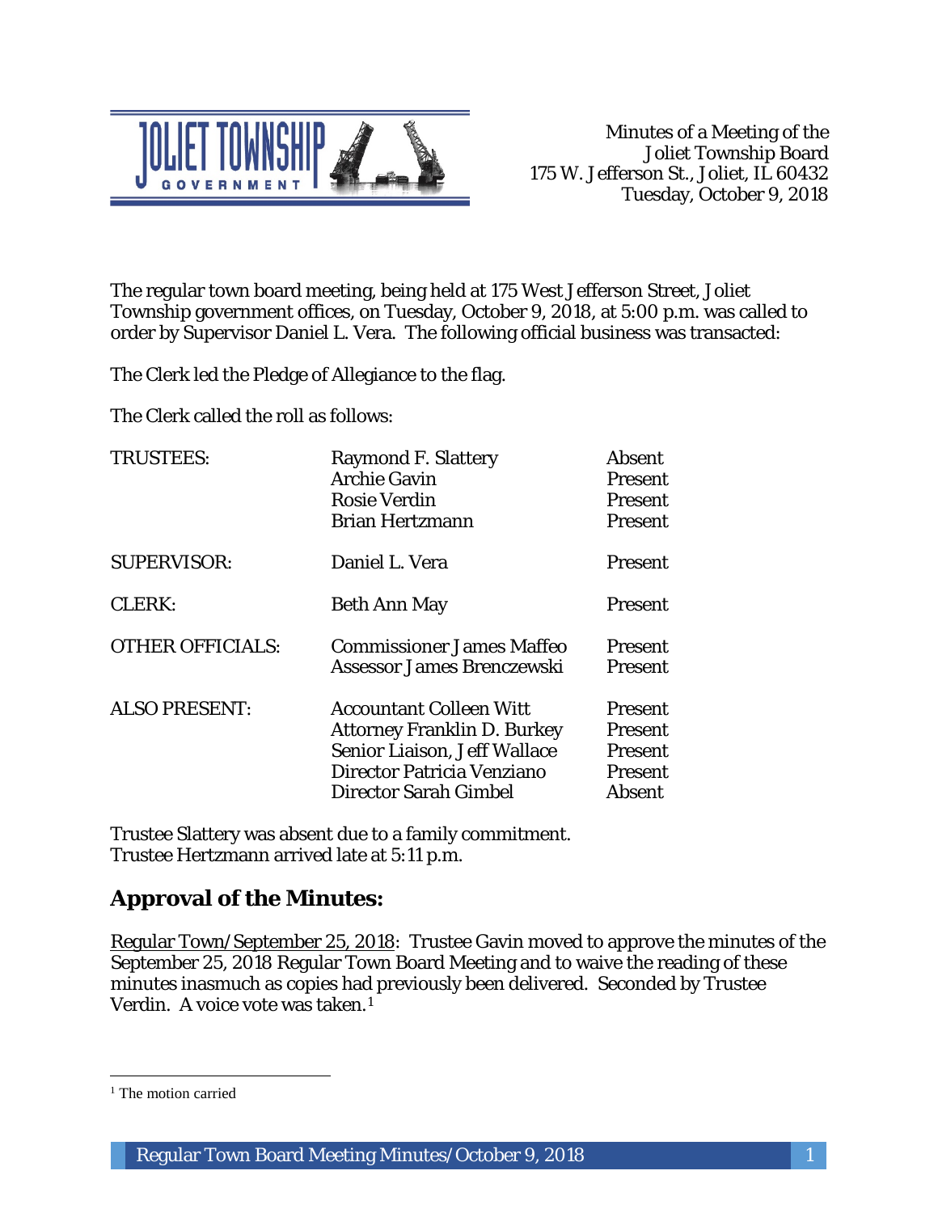Minutes of a Meeting of the
Joliet Township Board
175 W. Jefferson St., Joliet, IL 60432
Tuesday, October 9, 2018

The regular town board meeting, being held at 175 West Jefferson Street, Joliet Township government offices, on Tuesday, October 9, 2018, at 5:00 p.m. was called to order by Supervisor Daniel L. Vera. The following official business was transacted:

The Clerk led the Pledge of Allegiance to the flag.

The Clerk called the roll as follows:

| | | |
|---|---|---|
| TRUSTEES: | Raymond F. Slattery | Absent |
| | Archie Gavin | Present |
| | Rosie Verdin | Present |
| | Brian Hertzmann | Present |
| SUPERVISOR: | Daniel L. Vera | Present |
| CLERK: | Beth Ann May | Present |
| OTHER OFFICIALS: | Commissioner James Maffeo | Present |
| | Assessor James Brenczewski | Present |
| ALSO PRESENT: | Accountant Colleen Witt | Present |
| | Attorney Franklin D. Burkey | Present |
| | Senior Liaison, Jeff Wallace | Present |
| | Director Patricia Venziano | Present |
| | Director Sarah Gimbel | Absent |

Trustee Slattery was absent due to a family commitment.
Trustee Hertzmann arrived late at 5:11 p.m.

## Approval of the Minutes:

Regular Town/September 25, 2018: Trustee Gavin moved to approve the minutes of the September 25, 2018 Regular Town Board Meeting and to waive the reading of these minutes inasmuch as copies had previously been delivered. Seconded by Trustee Verdin. A voice vote was taken.[1]

[1] The motion carried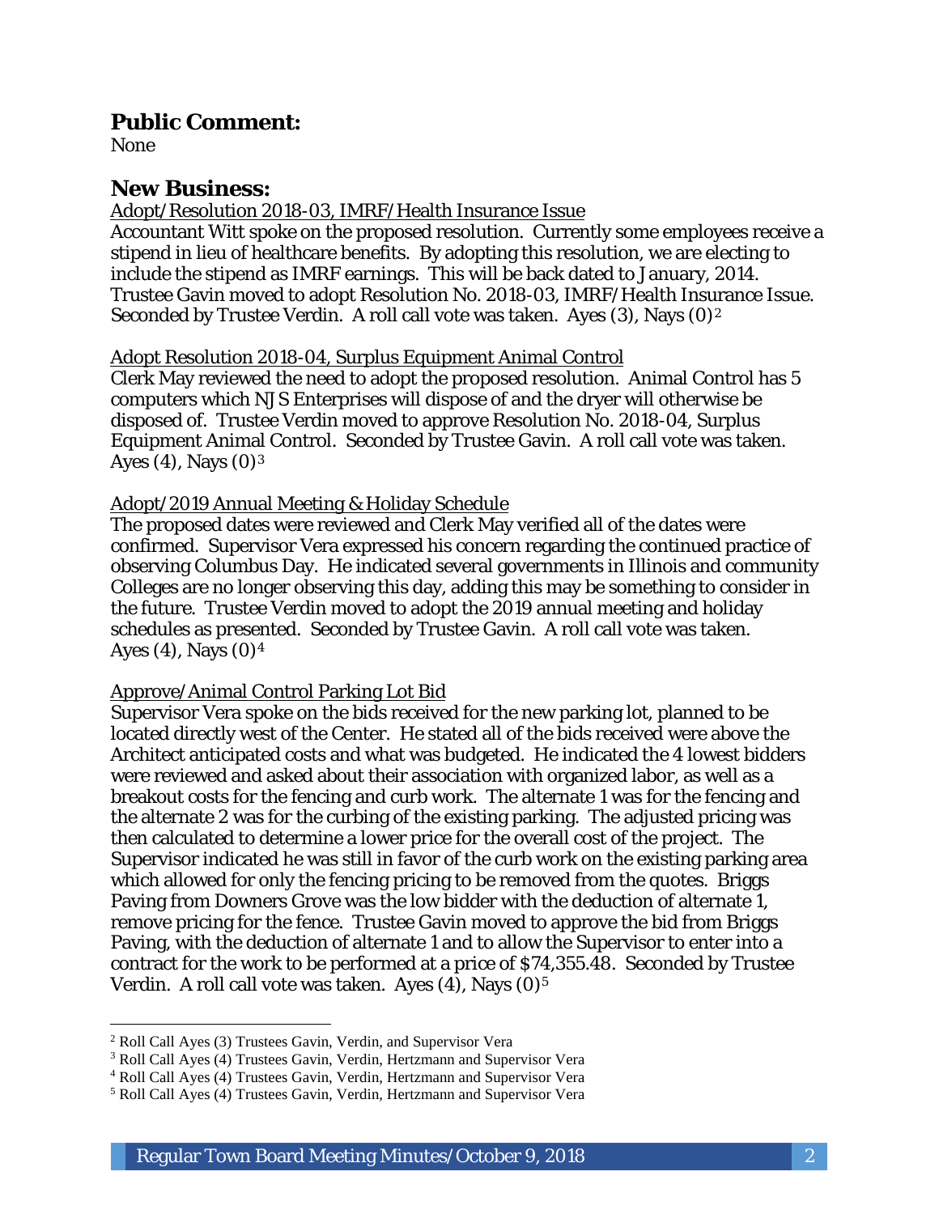## Public Comment:

None

## New Business:

Adopt/Resolution 2018-03, IMRF/Health Insurance Issue

Accountant Witt spoke on the proposed resolution. Currently some employees receive a stipend in lieu of healthcare benefits. By adopting this resolution, we are electing to include the stipend as IMRF earnings. This will be back dated to January, 2014. Trustee Gavin moved to adopt Resolution No. 2018-03, IMRF/Health Insurance Issue. Seconded by Trustee Verdin. A roll call vote was taken. Ayes (3), Nays (0)[2]

Adopt Resolution 2018-04, Surplus Equipment Animal Control

Clerk May reviewed the need to adopt the proposed resolution. Animal Control has 5 computers which NJS Enterprises will dispose of and the dryer will otherwise be disposed of. Trustee Verdin moved to approve Resolution No. 2018-04, Surplus Equipment Animal Control. Seconded by Trustee Gavin. A roll call vote was taken. Ayes (4), Nays (0)[3]

Adopt/2019 Annual Meeting & Holiday Schedule

The proposed dates were reviewed and Clerk May verified all of the dates were confirmed. Supervisor Vera expressed his concern regarding the continued practice of observing Columbus Day. He indicated several governments in Illinois and community Colleges are no longer observing this day, adding this may be something to consider in the future. Trustee Verdin moved to adopt the 2019 annual meeting and holiday schedules as presented. Seconded by Trustee Gavin. A roll call vote was taken. Ayes (4), Nays (0)[4]

Approve/Animal Control Parking Lot Bid

Supervisor Vera spoke on the bids received for the new parking lot, planned to be located directly west of the Center. He stated all of the bids received were above the Architect anticipated costs and what was budgeted. He indicated the 4 lowest bidders were reviewed and asked about their association with organized labor, as well as a breakout costs for the fencing and curb work. The alternate 1 was for the fencing and the alternate 2 was for the curbing of the existing parking. The adjusted pricing was then calculated to determine a lower price for the overall cost of the project. The Supervisor indicated he was still in favor of the curb work on the existing parking area which allowed for only the fencing pricing to be removed from the quotes. Briggs Paving from Downers Grove was the low bidder with the deduction of alternate 1, remove pricing for the fence. Trustee Gavin moved to approve the bid from Briggs Paving, with the deduction of alternate 1 and to allow the Supervisor to enter into a contract for the work to be performed at a price of $74,355.48. Seconded by Trustee Verdin. A roll call vote was taken. Ayes (4), Nays (0)[5]

---

[2] Roll Call Ayes (3) Trustees Gavin, Verdin, and Supervisor Vera

[3] Roll Call Ayes (4) Trustees Gavin, Verdin, Hertzmann and Supervisor Vera

[4] Roll Call Ayes (4) Trustees Gavin, Verdin, Hertzmann and Supervisor Vera

[5] Roll Call Ayes (4) Trustees Gavin, Verdin, Hertzmann and Supervisor Vera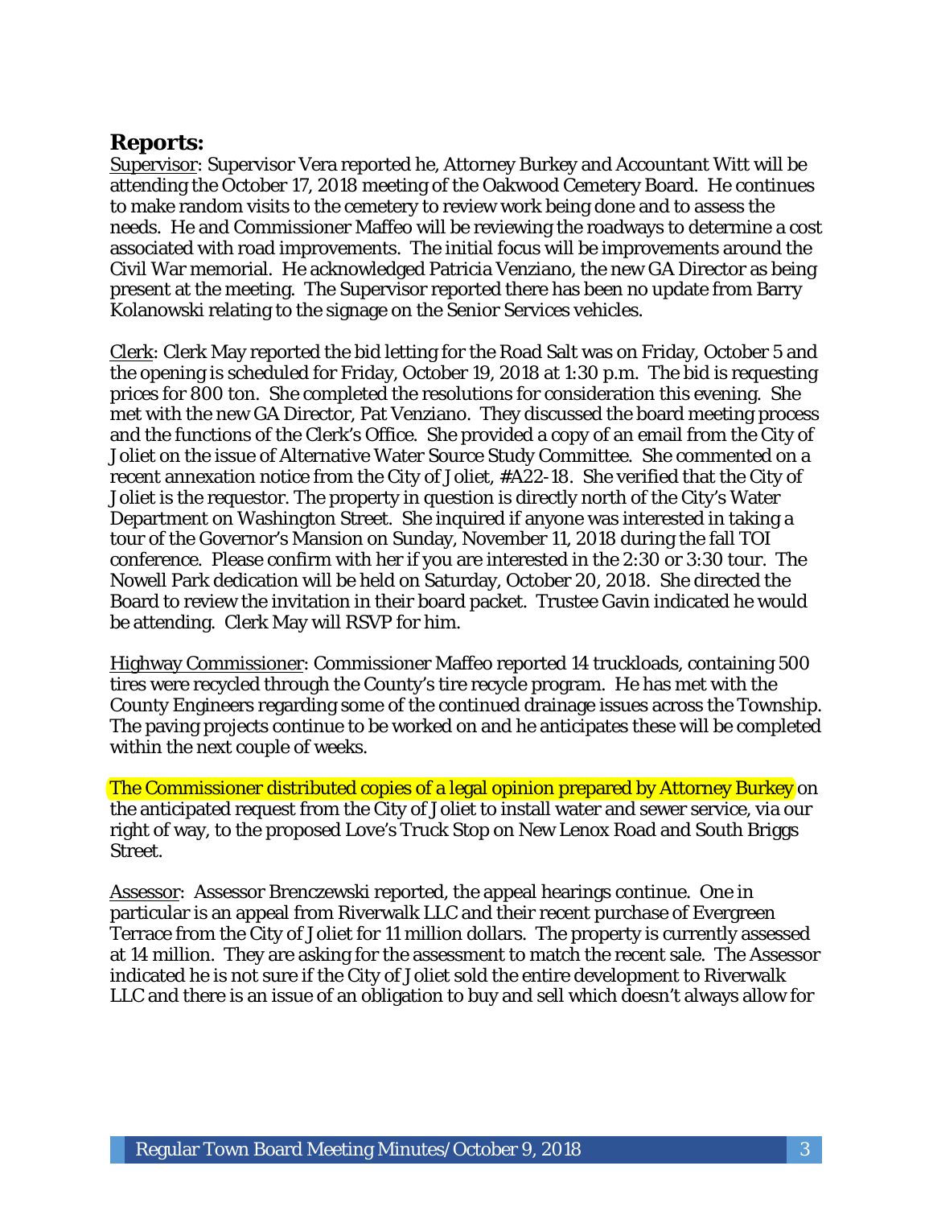## Reports:

Supervisor: Supervisor Vera reported he, Attorney Burkey and Accountant Witt will be attending the October 17, 2018 meeting of the Oakwood Cemetery Board. He continues to make random visits to the cemetery to review work being done and to assess the needs. He and Commissioner Maffeo will be reviewing the roadways to determine a cost associated with road improvements. The initial focus will be improvements around the Civil War memorial. He acknowledged Patricia Venziano, the new GA Director as being present at the meeting. The Supervisor reported there has been no update from Barry Kolanowski relating to the signage on the Senior Services vehicles.

Clerk: Clerk May reported the bid letting for the Road Salt was on Friday, October 5 and the opening is scheduled for Friday, October 19, 2018 at 1:30 p.m. The bid is requesting prices for 800 ton. She completed the resolutions for consideration this evening. She met with the new GA Director, Pat Venziano. They discussed the board meeting process and the functions of the Clerk's Office. She provided a copy of an email from the City of Joliet on the issue of Alternative Water Source Study Committee. She commented on a recent annexation notice from the City of Joliet, #A22-18. She verified that the City of Joliet is the requestor. The property in question is directly north of the City's Water Department on Washington Street. She inquired if anyone was interested in taking a tour of the Governor's Mansion on Sunday, November 11, 2018 during the fall TOI conference. Please confirm with her if you are interested in the 2:30 or 3:30 tour. The Nowell Park dedication will be held on Saturday, October 20, 2018. She directed the Board to review the invitation in their board packet. Trustee Gavin indicated he would be attending. Clerk May will RSVP for him.

Highway Commissioner: Commissioner Maffeo reported 14 truckloads, containing 500 tires were recycled through the County's tire recycle program. He has met with the County Engineers regarding some of the continued drainage issues across the Township. The paving projects continue to be worked on and he anticipates these will be completed within the next couple of weeks.

The Commissioner distributed copies of a legal opinion prepared by Attorney Burkey on the anticipated request from the City of Joliet to install water and sewer service, via our right of way, to the proposed Love's Truck Stop on New Lenox Road and South Briggs Street.

Assessor: Assessor Brenczewski reported, the appeal hearings continue. One in particular is an appeal from Riverwalk LLC and their recent purchase of Evergreen Terrace from the City of Joliet for 11 million dollars. The property is currently assessed at 14 million. They are asking for the assessment to match the recent sale. The Assessor indicated he is not sure if the City of Joliet sold the entire development to Riverwalk LLC and there is an issue of an obligation to buy and sell which doesn't always allow for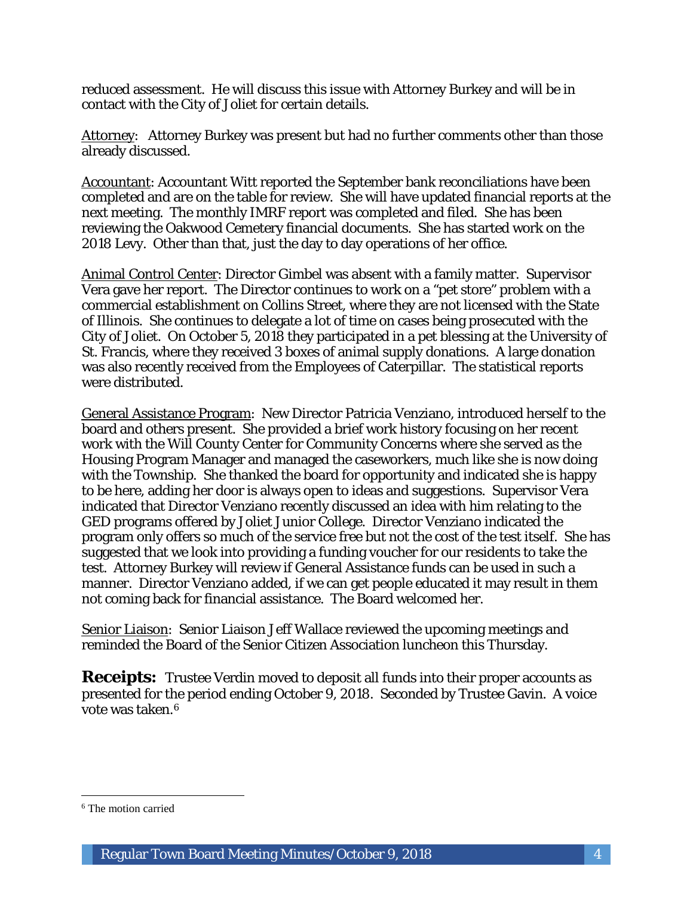reduced assessment. He will discuss this issue with Attorney Burkey and will be in contact with the City of Joliet for certain details.

Attorney: Attorney Burkey was present but had no further comments other than those already discussed.

Accountant: Accountant Witt reported the September bank reconciliations have been completed and are on the table for review. She will have updated financial reports at the next meeting. The monthly IMRF report was completed and filed. She has been reviewing the Oakwood Cemetery financial documents. She has started work on the 2018 Levy. Other than that, just the day to day operations of her office.

Animal Control Center: Director Gimbel was absent with a family matter. Supervisor Vera gave her report. The Director continues to work on a "pet store" problem with a commercial establishment on Collins Street, where they are not licensed with the State of Illinois. She continues to delegate a lot of time on cases being prosecuted with the City of Joliet. On October 5, 2018 they participated in a pet blessing at the University of St. Francis, where they received 3 boxes of animal supply donations. A large donation was also recently received from the Employees of Caterpillar. The statistical reports were distributed.

General Assistance Program: New Director Patricia Venziano, introduced herself to the board and others present. She provided a brief work history focusing on her recent work with the Will County Center for Community Concerns where she served as the Housing Program Manager and managed the caseworkers, much like she is now doing with the Township. She thanked the board for opportunity and indicated she is happy to be here, adding her door is always open to ideas and suggestions. Supervisor Vera indicated that Director Venziano recently discussed an idea with him relating to the GED programs offered by Joliet Junior College. Director Venziano indicated the program only offers so much of the service free but not the cost of the test itself. She has suggested that we look into providing a funding voucher for our residents to take the test. Attorney Burkey will review if General Assistance funds can be used in such a manner. Director Venziano added, if we can get people educated it may result in them not coming back for financial assistance. The Board welcomed her.

Senior Liaison: Senior Liaison Jeff Wallace reviewed the upcoming meetings and reminded the Board of the Senior Citizen Association luncheon this Thursday.

**Receipts:** Trustee Verdin moved to deposit all funds into their proper accounts as presented for the period ending October 9, 2018. Seconded by Trustee Gavin. A voice vote was taken.[6]

[6] The motion carried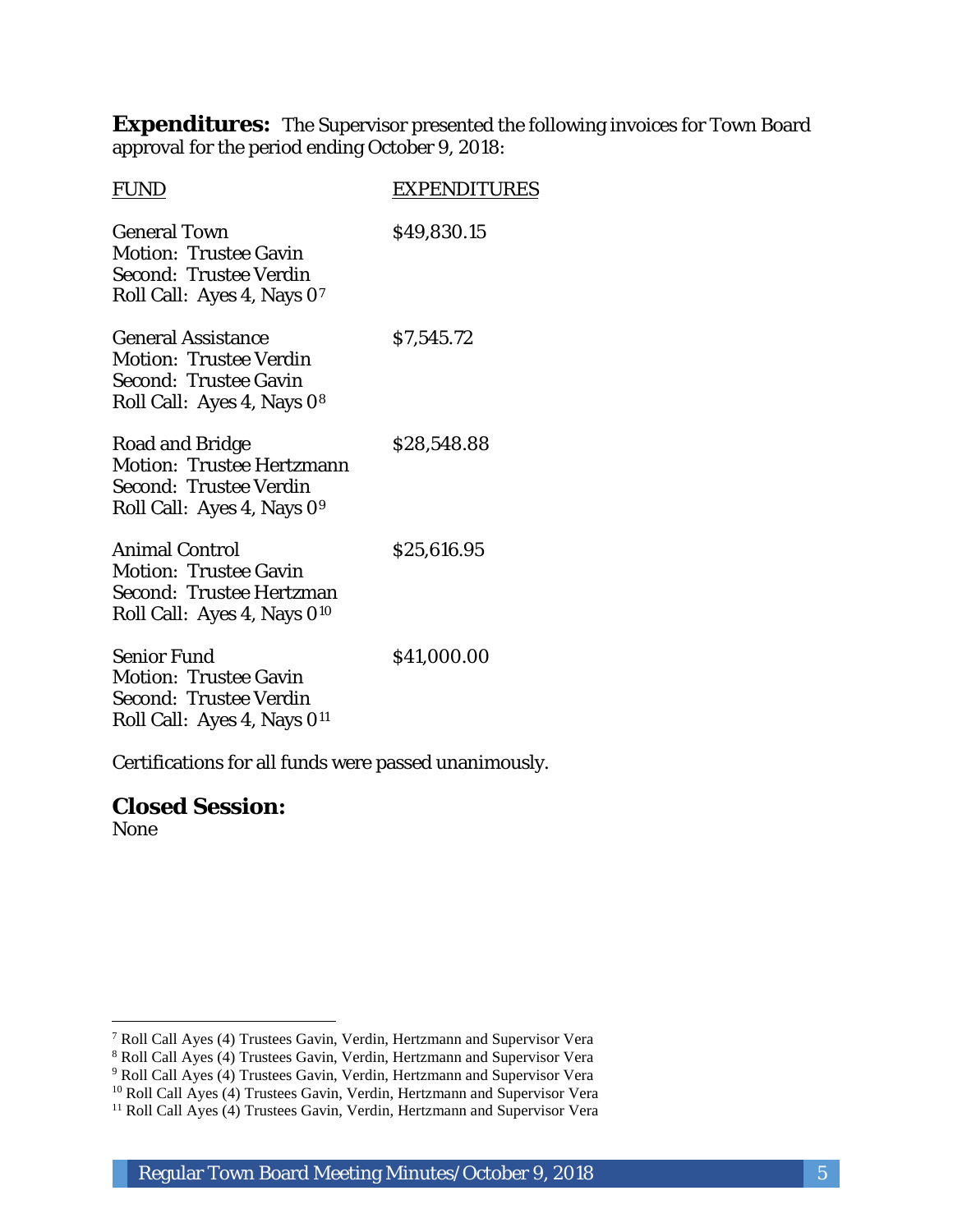**Expenditures:** The Supervisor presented the following invoices for Town Board approval for the period ending October 9, 2018:

| FUND | EXPENDITURES |
| --- | --- |
| General Town<br>Motion: Trustee Gavin<br>Second: Trustee Verdin<br>Roll Call: Ayes 4, Nays 0[7] | $49,830.15 |
| General Assistance<br>Motion: Trustee Verdin<br>Second: Trustee Gavin<br>Roll Call: Ayes 4, Nays 0[8] | $7,545.72 |
| Road and Bridge<br>Motion: Trustee Hertzmann<br>Second: Trustee Verdin<br>Roll Call: Ayes 4, Nays 0[9] | $28,548.88 |
| Animal Control<br>Motion: Trustee Gavin<br>Second: Trustee Hertzman<br>Roll Call: Ayes 4, Nays 0[10] | $25,616.95 |
| Senior Fund<br>Motion: Trustee Gavin<br>Second: Trustee Verdin<br>Roll Call: Ayes 4, Nays 0[11] | $41,000.00 |

Certifications for all funds were passed unanimously.

## Closed Session:

None

---

[7] Roll Call Ayes (4) Trustees Gavin, Verdin, Hertzmann and Supervisor Vera

[8] Roll Call Ayes (4) Trustees Gavin, Verdin, Hertzmann and Supervisor Vera

[9] Roll Call Ayes (4) Trustees Gavin, Verdin, Hertzmann and Supervisor Vera

[10] Roll Call Ayes (4) Trustees Gavin, Verdin, Hertzmann and Supervisor Vera

[11] Roll Call Ayes (4) Trustees Gavin, Verdin, Hertzmann and Supervisor Vera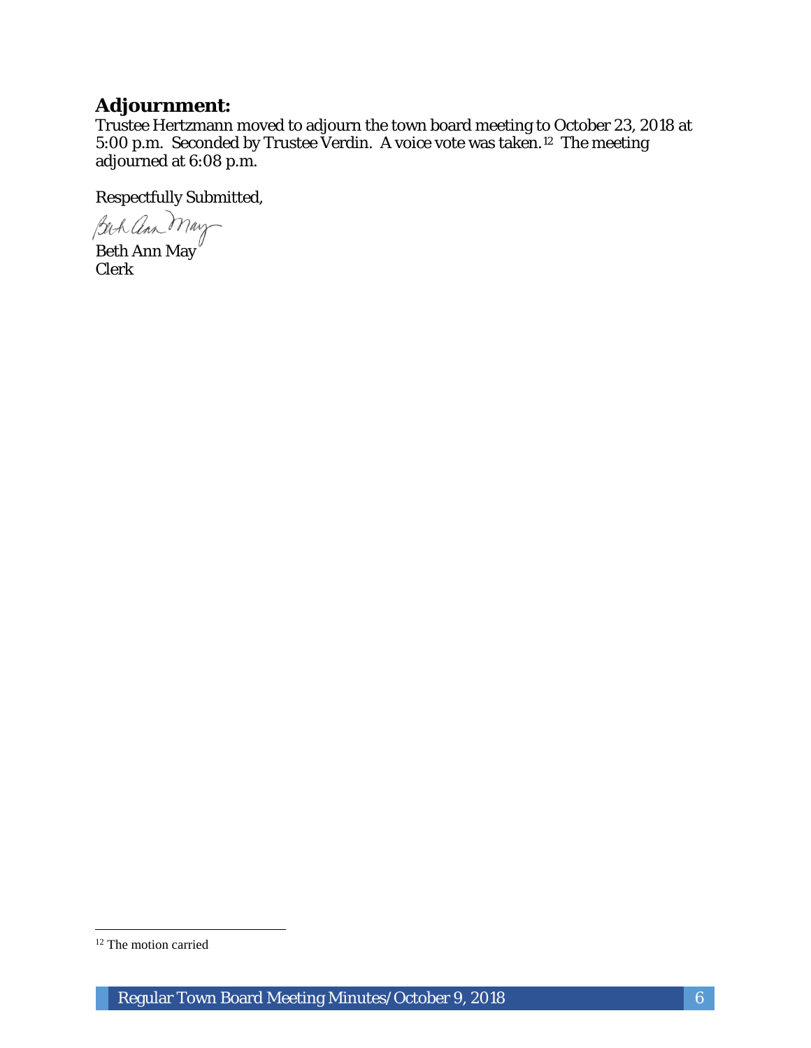## Adjournment:

Trustee Hertzmann moved to adjourn the town board meeting to October 23, 2018 at 5:00 p.m. Seconded by Trustee Verdin. A voice vote was taken.[12] The meeting adjourned at 6:08 p.m.

Respectfully Submitted,

Beth Ann May
Clerk

[12] The motion carried